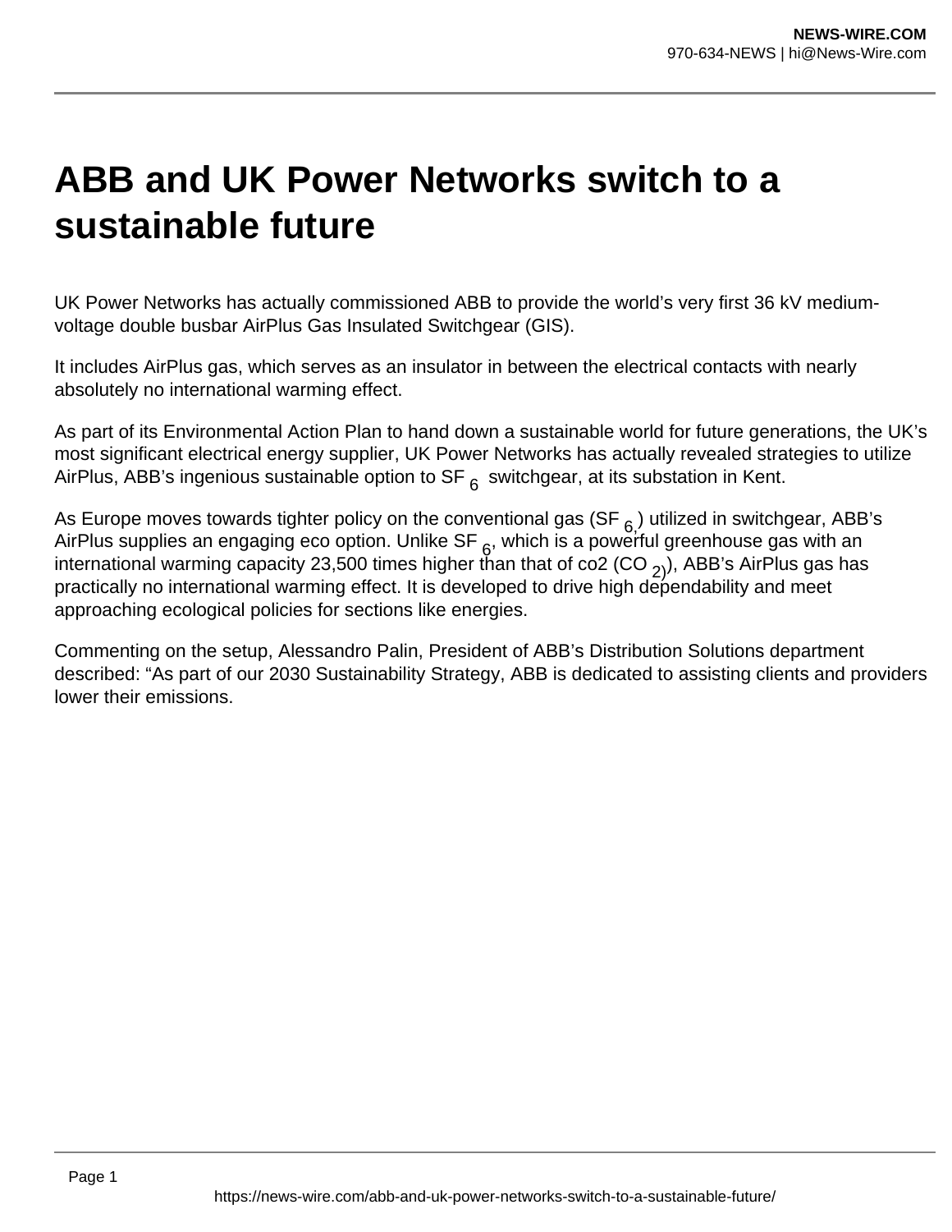# ABB and UK Power Networks switch to a sustainable future

UK Power Networks has actually commissioned ABB to provide the world's very first 36 kV medium-voltage double busbar AirPlus Gas Insulated Switchgear (GIS).

It includes AirPlus gas, which serves as an insulator in between the electrical contacts with nearly absolutely no international warming effect.

As part of its Environmental Action Plan to hand down a sustainable world for future generations, the UK's most significant electrical energy supplier, UK Power Networks has actually revealed strategies to utilize AirPlus, ABB's ingenious sustainable option to $SF_6$ switchgear, at its substation in Kent.

As Europe moves towards tighter policy on the conventional gas ($SF_6$) utilized in switchgear, ABB's AirPlus supplies an engaging eco option. Unlike $SF_6$, which is a powerful greenhouse gas with an international warming capacity 23,500 times higher than that of co2 ($CO_2$), ABB's AirPlus gas has practically no international warming effect. It is developed to drive high dependability and meet approaching ecological policies for sections like energies.

Commenting on the setup, Alessandro Palin, President of ABB's Distribution Solutions department described: "As part of our 2030 Sustainability Strategy, ABB is dedicated to assisting clients and providers lower their emissions.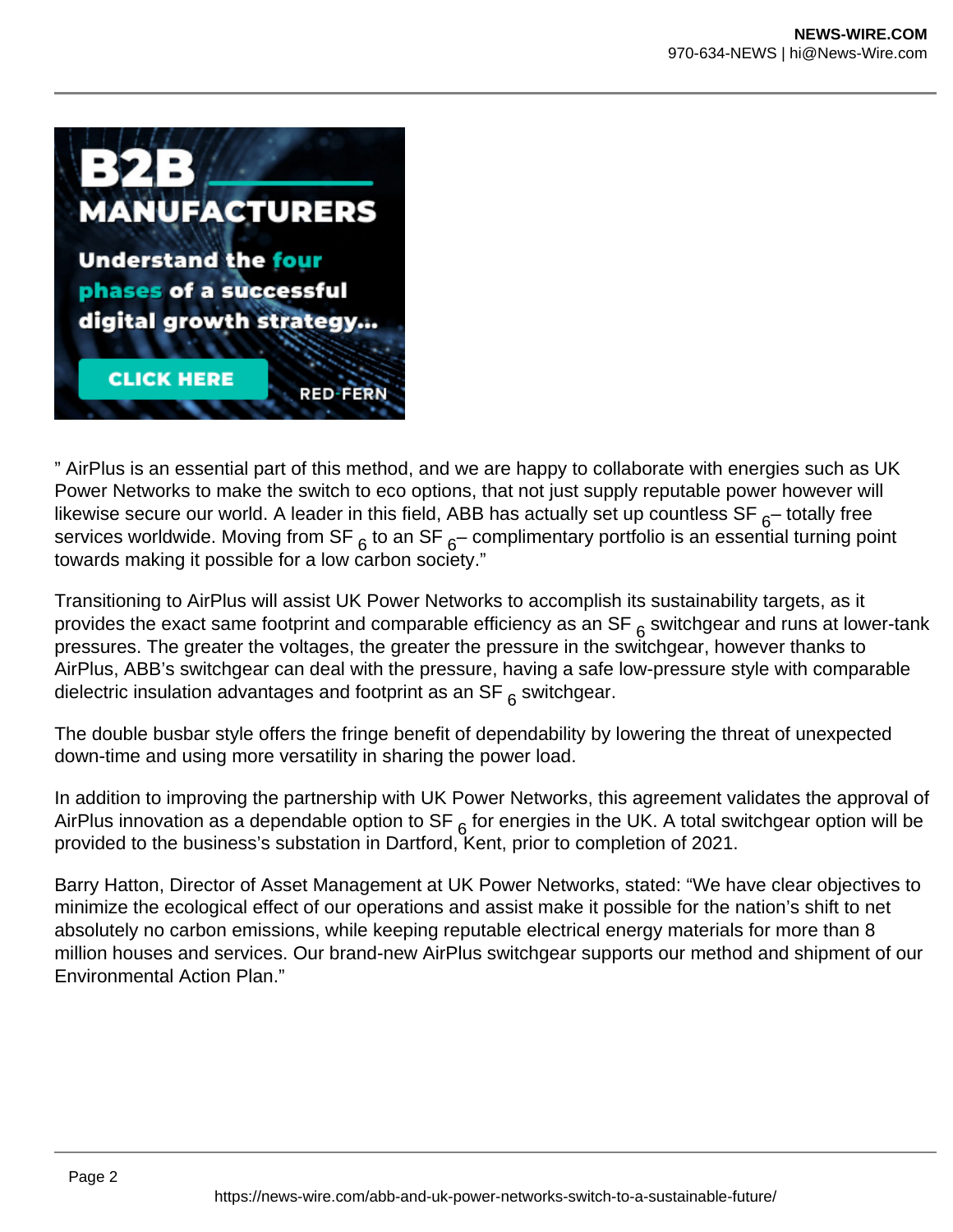" AirPlus is an essential part of this method, and we are happy to collaborate with energies such as UK Power Networks to make the switch to eco options, that not just supply reputable power however will likewise secure our world. A leader in this field, ABB has actually set up countless $SF_6$– totally free services worldwide. Moving from $SF_6$ to an $SF_6$– complimentary portfolio is an essential turning point towards making it possible for a low carbon society."

Transitioning to AirPlus will assist UK Power Networks to accomplish its sustainability targets, as it provides the exact same footprint and comparable efficiency as an $SF_6$ switchgear and runs at lower-tank pressures. The greater the voltages, the greater the pressure in the switchgear, however thanks to AirPlus, ABB's switchgear can deal with the pressure, having a safe low-pressure style with comparable dielectric insulation advantages and footprint as an $SF_6$ switchgear.

The double busbar style offers the fringe benefit of dependability by lowering the threat of unexpected down-time and using more versatility in sharing the power load.

In addition to improving the partnership with UK Power Networks, this agreement validates the approval of AirPlus innovation as a dependable option to $SF_6$ for energies in the UK. A total switchgear option will be provided to the business's substation in Dartford, Kent, prior to completion of 2021.

Barry Hatton, Director of Asset Management at UK Power Networks, stated: "We have clear objectives to minimize the ecological effect of our operations and assist make it possible for the nation's shift to net absolutely no carbon emissions, while keeping reputable electrical energy materials for more than 8 million houses and services. Our brand-new AirPlus switchgear supports our method and shipment of our Environmental Action Plan."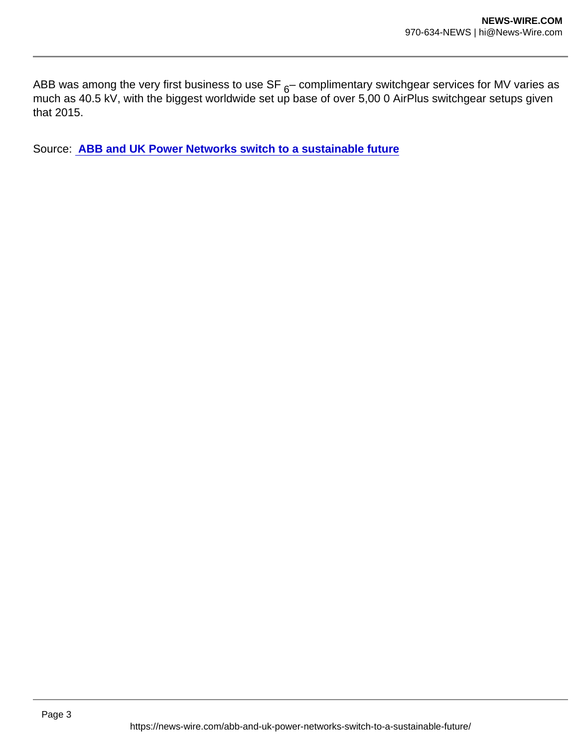ABB was among the very first business to use $SF_6$– complimentary switchgear services for MV varies as much as 40.5 kV, with the biggest worldwide set up base of over 5,00 0 AirPlus switchgear setups given that 2015.

Source: **ABB and UK Power Networks switch to a sustainable future**